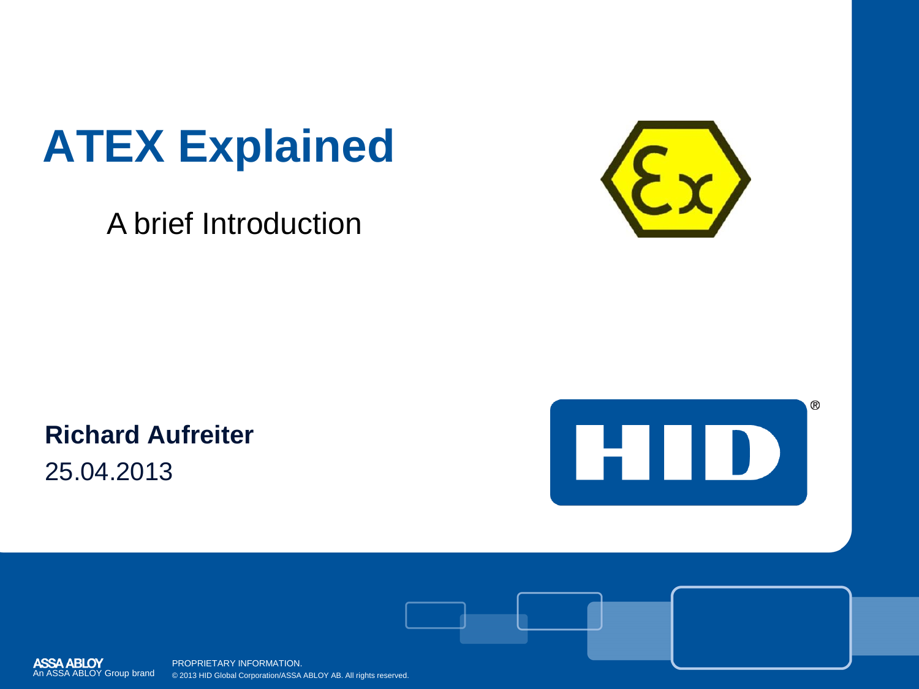# ATEX Explained

A brief Introduction

**Richard Aufreiter**

25.04.2013

ASSA ABLOY
An ASSA ABLOY Group brand

PROPRIETARY INFORMATION.
© 2013 HID Global Corporation/ASSA ABLOY AB. All rights reserved.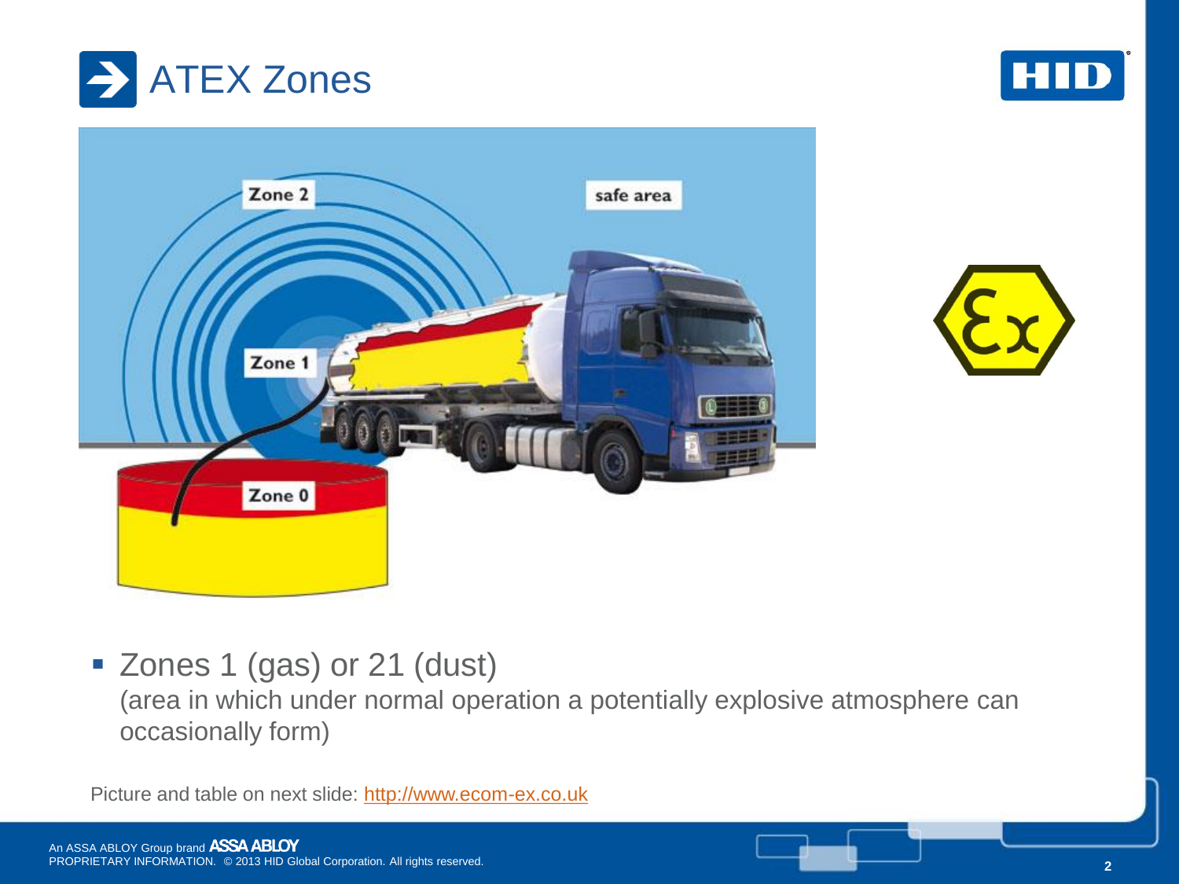# ATEX Zones

- Zones 1 (gas) or 21 (dust)
  (area in which under normal operation a potentially explosive atmosphere can occasionally form)

Picture and table on next slide: http://www.ecom-ex.co.uk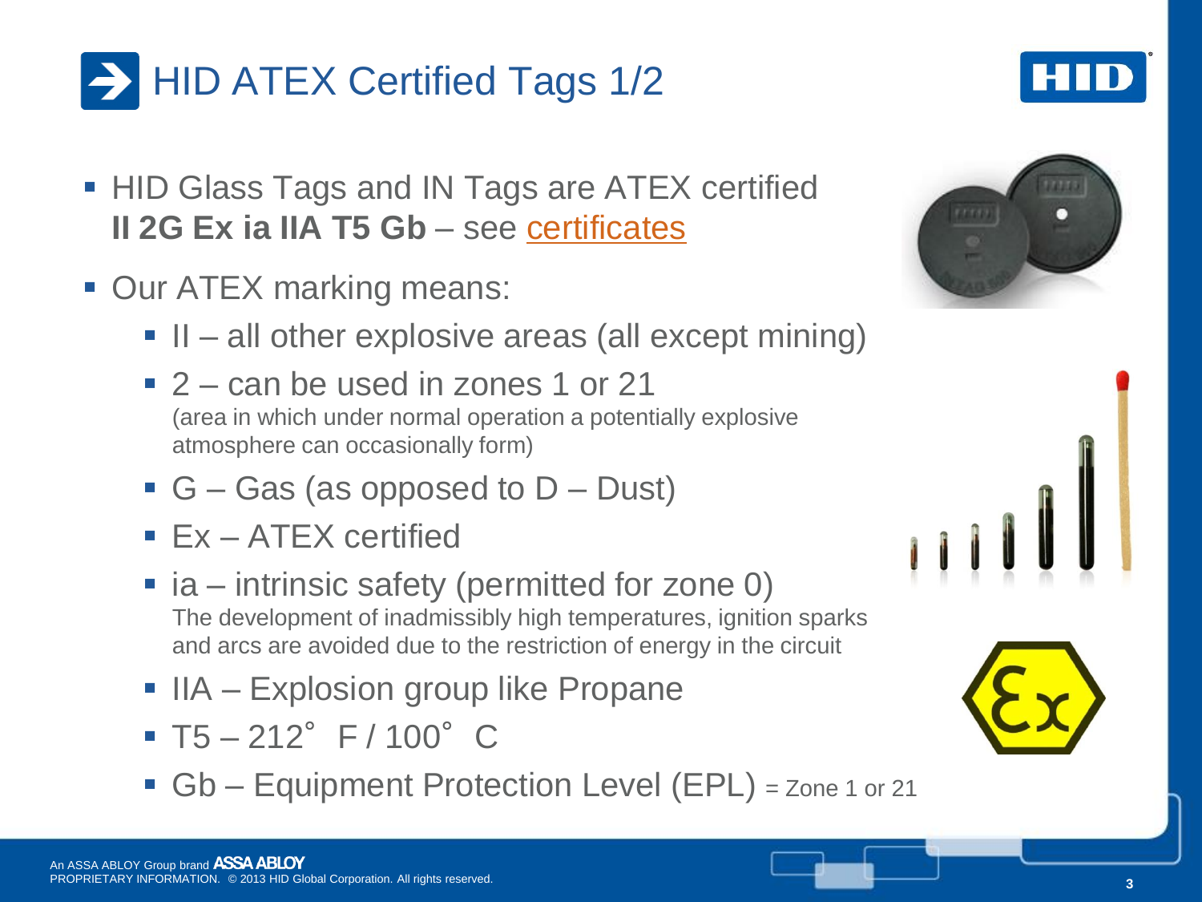# HID ATEX Certified Tags 1/2

- HID Glass Tags and IN Tags are ATEX certified **II 2G Ex ia IIA T5 Gb** – see certificates
- Our ATEX marking means:
  - II – all other explosive areas (all except mining)
  - 2 – can be used in zones 1 or 21
    (area in which under normal operation a potentially explosive atmosphere can occasionally form)
  - G – Gas (as opposed to D – Dust)
  - Ex – ATEX certified
  - ia – intrinsic safety (permitted for zone 0)
    The development of inadmissibly high temperatures, ignition sparks and arcs are avoided due to the restriction of energy in the circuit
  - IIA – Explosion group like Propane
  - T5 – 212° F / 100° C
  - Gb – Equipment Protection Level (EPL) = Zone 1 or 21

An ASSA ABLOY Group brand ASSA ABLOY
PROPRIETARY INFORMATION. © 2013 HID Global Corporation. All rights reserved.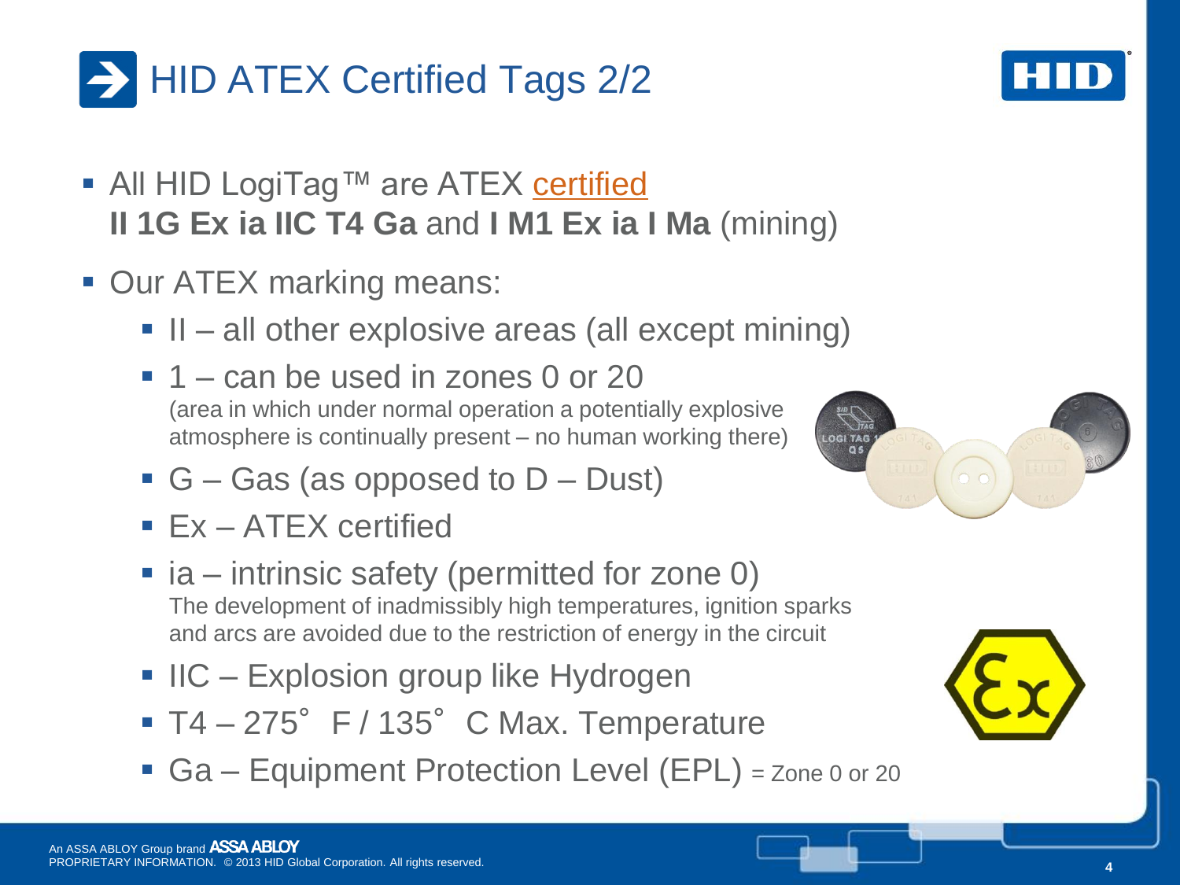# HID ATEX Certified Tags 2/2

- All HID LogiTag™ are ATEX certified
  **II 1G Ex ia IIC T4 Ga** and **I M1 Ex ia I Ma** (mining)
- Our ATEX marking means:
  - II – all other explosive areas (all except mining)
  - 1 – can be used in zones 0 or 20
    (area in which under normal operation a potentially explosive atmosphere is continually present – no human working there)
  - G – Gas (as opposed to D – Dust)
  - Ex – ATEX certified
  - ia – intrinsic safety (permitted for zone 0)
    The development of inadmissibly high temperatures, ignition sparks and arcs are avoided due to the restriction of energy in the circuit
  - IIC – Explosion group like Hydrogen
  - T4 – 275° F / 135° C Max. Temperature
  - Ga – Equipment Protection Level (EPL) = Zone 0 or 20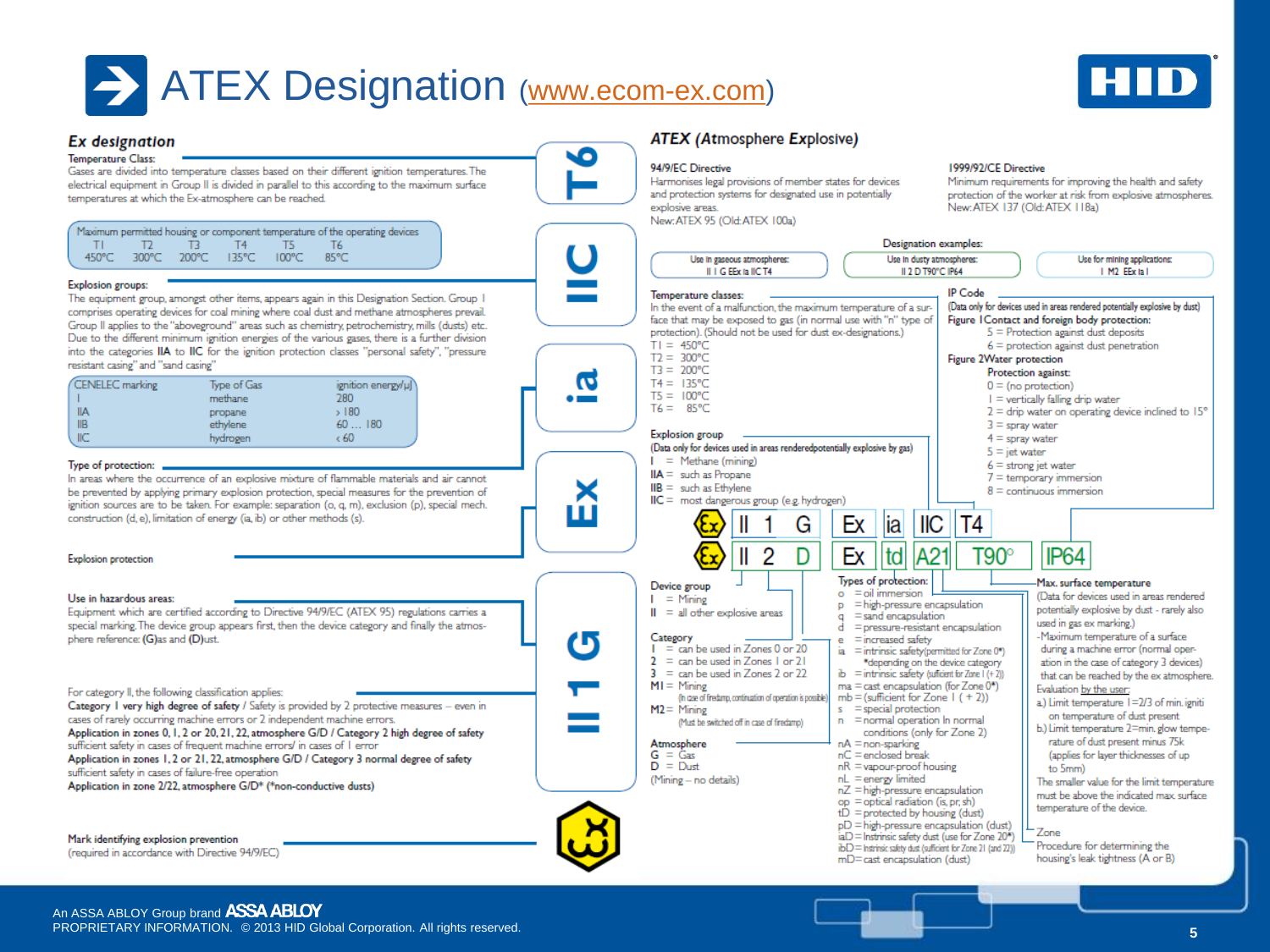# ATEX Designation (www.ecom-ex.com)

## Ex designation

**Temperature Class:**
Gases are divided into temperature classes based on their different ignition temperatures. The electrical equipment in Group II is divided in parallel to this according to the maximum surface temperatures at which the Ex-atmosphere can be reached.

Maximum permitted housing or component temperature of the operating devices

| T1 | T2 | T3 | T4 | T5 | T6 |
|---|---|---|---|---|---|
| 450°C | 300°C | 200°C | 135°C | 100°C | 85°C |

**Explosion groups:**
The equipment group, amongst other items, appears again in this Designation Section. Group I comprises operating devices for coal mining where coal dust and methane atmospheres prevail. Group II applies to the "aboveground" areas such as chemistry, petrochemistry, mills (dusts) etc. Due to the different minimum ignition energies of the various gases, there is a further division into the categories IIA to IIC for the ignition protection classes "personal safety", "pressure resistant casing" and "sand casing"

| CENELEC marking | Type of Gas | ignition energy/µJ) |
|---|---|---|
| I | methane | 280 |
| IIA | propane | > 180 |
| IIB | ethylene | 60 … 180 |
| IIC | hydrogen | < 60 |

**Type of protection:**
In areas where the occurrence of an explosive mixture of flammable materials and air cannot be prevented by applying primary explosion protection, special measures for the prevention of ignition sources are to be taken. For example: separation (o, q, m), exclusion (p), special mech. construction (d, e), limitation of energy (ia, ib) or other methods (s).

**Explosion protection**

**Use in hazardous areas:**
Equipment which are certified according to Directive 94/9/EC (ATEX 95) regulations carries a special marking. The device group appears first, then the device category and finally the atmosphere reference: (G)as and (D)ust.

For category II, the following classification applies:
**Category 1 very high degree of safety** / Safety is provided by 2 protective measures – even in cases of rarely occurring machine errors or 2 independent machine errors.
**Application in zones 0, 1, 2 or 20, 21, 22, atmosphere G/D / Category 2 high degree of safety** sufficient safety in cases of frequent machine errors/ in cases of 1 error
**Application in zones 1, 2 or 21, 22, atmosphere G/D / Category 3 normal degree of safety** sufficient safety in cases of failure-free operation
**Application in zone 2/22, atmosphere G/D\* (\*non-conductive dusts)**

**Mark identifying explosion prevention**
(required in accordance with Directive 94/9/EC)

T6 | IIC | ia | Ex | II 1 G

## ATEX (Atmosphere Explosive)

**94/9/EC Directive**
Harmonises legal provisions of member states for devices and protection systems for designated use in potentially explosive areas.
New: ATEX 95 (Old: ATEX 100a)

**1999/92/CE Directive**
Minimum requirements for improving the health and safety protection of the worker at risk from explosive atmospheres.
New: ATEX 137 (Old: ATEX 118a)

**Designation examples:**

- Use in gaseous atmospheres: II 1 G EEx ia IIC T4
- Use in dusty atmospheres: II 2 D T90°C IP64
- Use for mining applications: I M2 EEx ia I

**Temperature classes:**
In the event of a malfunction, the maximum temperature of a surface that may be exposed to gas (in normal use with "n" type of protection). (Should not be used for dust ex-designations.)
T1 = 450°C
T2 = 300°C
T3 = 200°C
T4 = 135°C
T5 = 100°C
T6 = 85°C

**Explosion group**
(Data only for devices used in areas rendered potentially explosive by gas)
I = Methane (mining)
IIA = such as Propane
IIB = such as Ethylene
IIC = most dangerous group (e.g. hydrogen)

**IP Code**
(Data only for devices used in areas rendered potentially explosive by dust)
**Figure 1 Contact and foreign body protection:**
5 = Protection against dust deposits
6 = protection against dust penetration
**Figure 2 Water protection**
Protection against:
0 = (no protection)
1 = vertically falling drip water
2 = drip water on operating device inclined to 15°
3 = spray water
4 = spray water
5 = jet water
6 = strong jet water
7 = temporary immersion
8 = continuous immersion

Ex II 1 G | Ex | ia | IIC | T4

Ex II 2 D | Ex | td | A21 | T90° | IP64

**Device group**
I = Mining
II = all other explosive areas

**Category**
1 = can be used in Zones 0 or 20
2 = can be used in Zones 1 or 21
3 = can be used in Zones 2 or 22
M1 = Mining (In case of firedamp, continuation of operation is possible)
M2 = Mining (Must be switched off in case of firedamp)

**Atmosphere**
G = Gas
D = Dust
(Mining – no details)

**Types of protection:**
o = oil immersion
p = high-pressure encapsulation
q = sand encapsulation
d = pressure-resistant encapsulation
e = increased safety
ia = intrinsic safety(permitted for Zone 0\*) \*depending on the device category
ib = intrinsic safety (sufficient for Zone 1 (+ 2))
ma = cast encapsulation (for Zone 0\*)
mb = (sufficient for Zone 1 (+ 2))
s = special protection
n = normal operation In normal conditions (only for Zone 2)
nA = non-sparking
nC = enclosed break
nR = vapour-proof housing
nL = energy limited
nZ = high-pressure encapsulation
op = optical radiation (is, pr, sh)
tD = protected by housing (dust)
pD = high-pressure encapsulation (dust)
iaD = Instrinsic safety dust (use for Zone 20\*)
ibD = Instrinsic safety dust (sufficient for Zone 21 (and 22))
mD = cast encapsulation (dust)

**Max. surface temperature**
(Data for devices used in areas rendered potentially explosive by dust - rarely also used in gas ex marking.)
-Maximum temperature of a surface during a machine error (normal operation in the case of category 3 devices) that can be reached by the ex atmosphere.
Evaluation by the user:
a.) Limit temperature 1=2/3 of min. igniti on temperature of dust present
b.) Limit temperature 2=min. glow temperature of dust present minus 75k (applies for layer thicknesses of up to 5mm)
The smaller value for the limit temperature must be above the indicated max. surface temperature of the device.

Zone
Procedure for determining the housing's leak tightness (A or B)

An ASSA ABLOY Group brand ASSA ABLOY
PROPRIETARY INFORMATION. © 2013 HID Global Corporation. All rights reserved.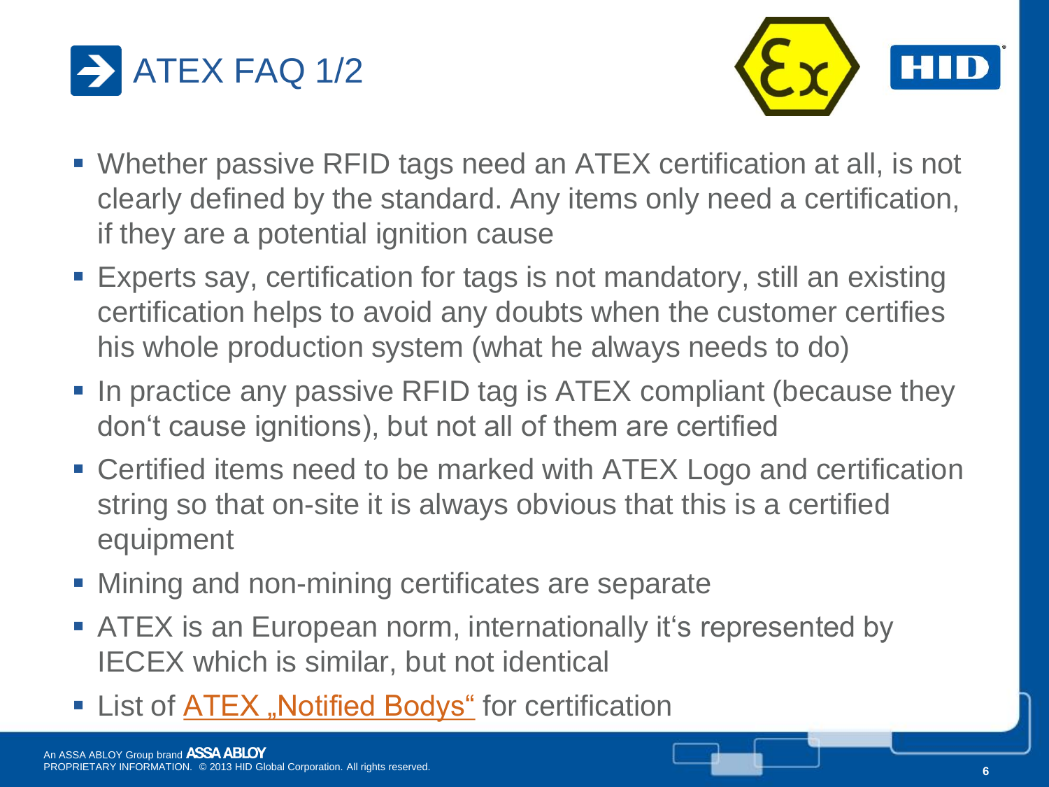# ATEX FAQ 1/2

- Whether passive RFID tags need an ATEX certification at all, is not clearly defined by the standard. Any items only need a certification, if they are a potential ignition cause
- Experts say, certification for tags is not mandatory, still an existing certification helps to avoid any doubts when the customer certifies his whole production system (what he always needs to do)
- In practice any passive RFID tag is ATEX compliant (because they don‘t cause ignitions), but not all of them are certified
- Certified items need to be marked with ATEX Logo and certification string so that on-site it is always obvious that this is a certified equipment
- Mining and non-mining certificates are separate
- ATEX is an European norm, internationally it‘s represented by IECEX which is similar, but not identical
- List of ATEX „Notified Bodys“ for certification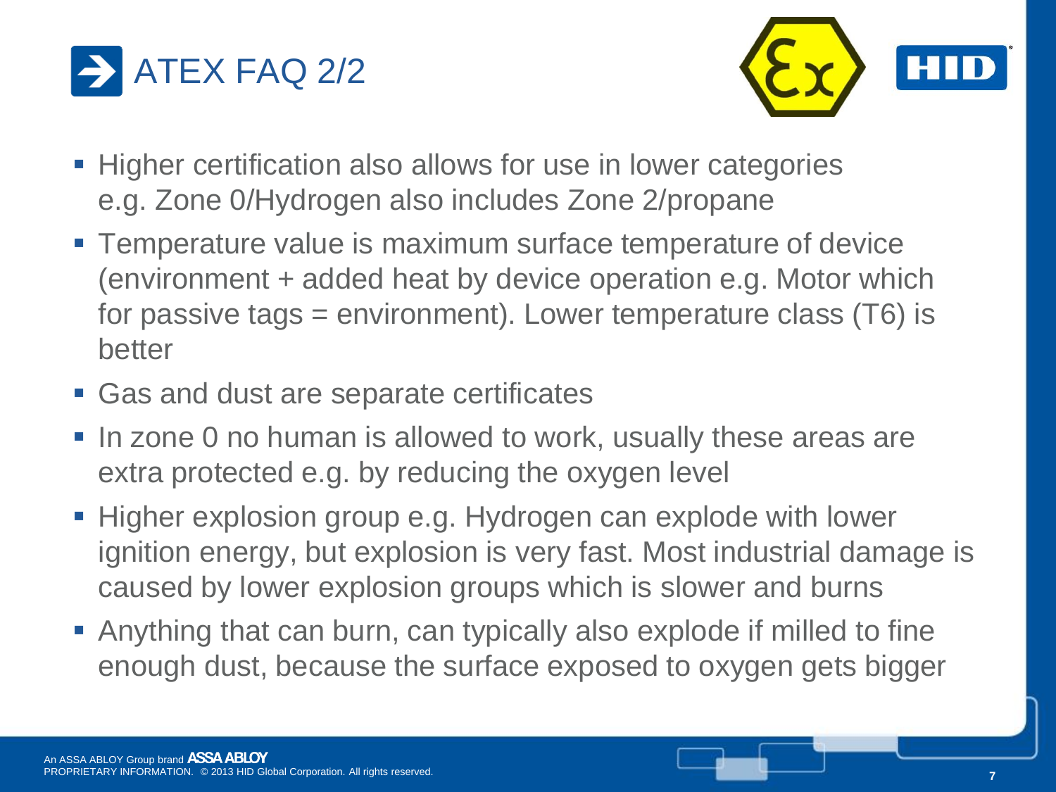# ATEX FAQ 2/2

- Higher certification also allows for use in lower categories e.g. Zone 0/Hydrogen also includes Zone 2/propane
- Temperature value is maximum surface temperature of device (environment + added heat by device operation e.g. Motor which for passive tags = environment). Lower temperature class (T6) is better
- Gas and dust are separate certificates
- In zone 0 no human is allowed to work, usually these areas are extra protected e.g. by reducing the oxygen level
- Higher explosion group e.g. Hydrogen can explode with lower ignition energy, but explosion is very fast. Most industrial damage is caused by lower explosion groups which is slower and burns
- Anything that can burn, can typically also explode if milled to fine enough dust, because the surface exposed to oxygen gets bigger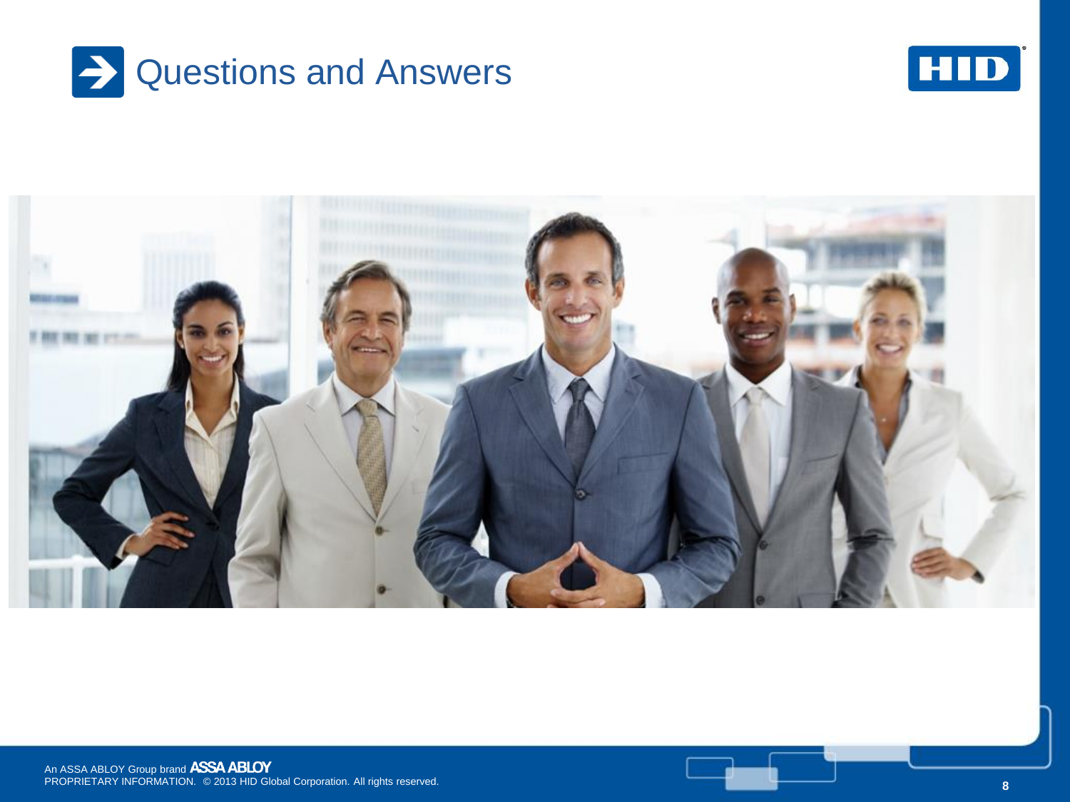# Questions and Answers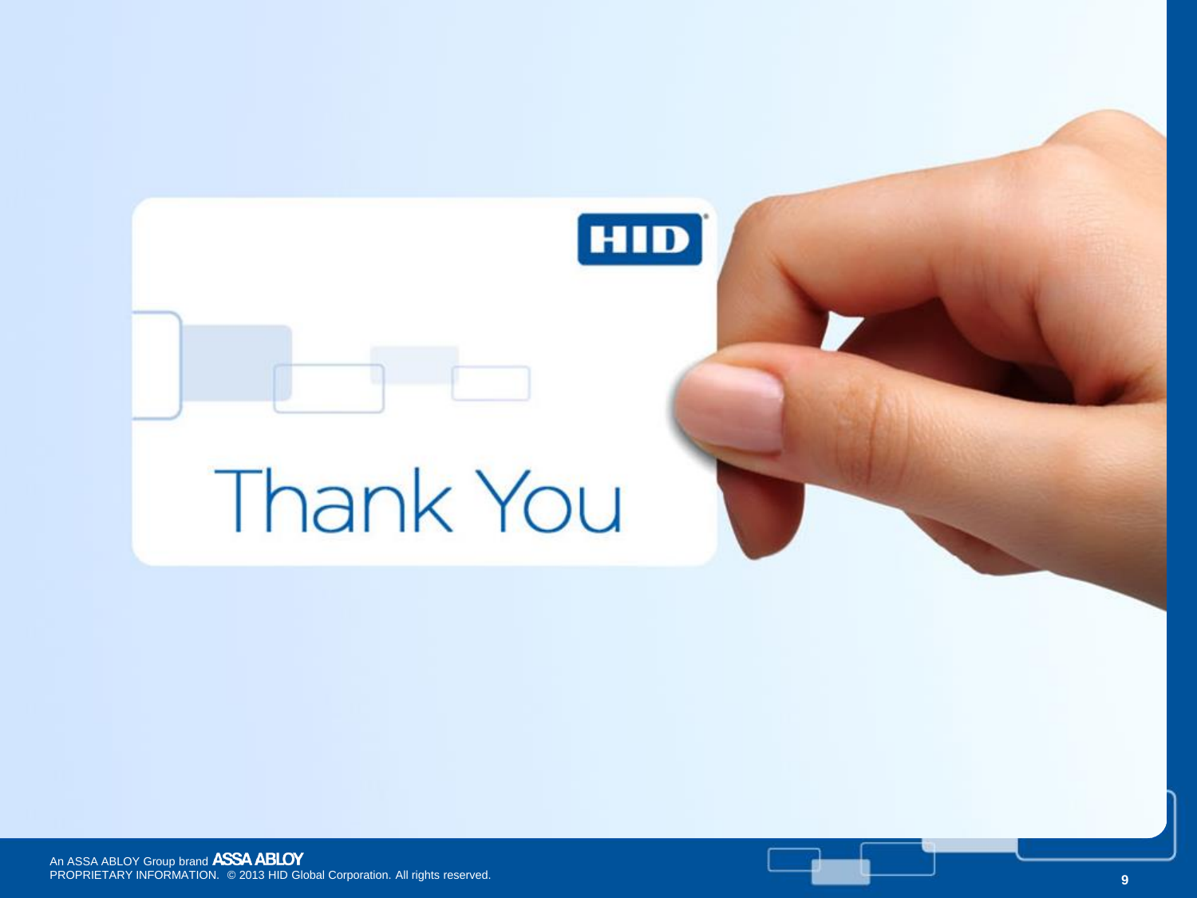# Thank You